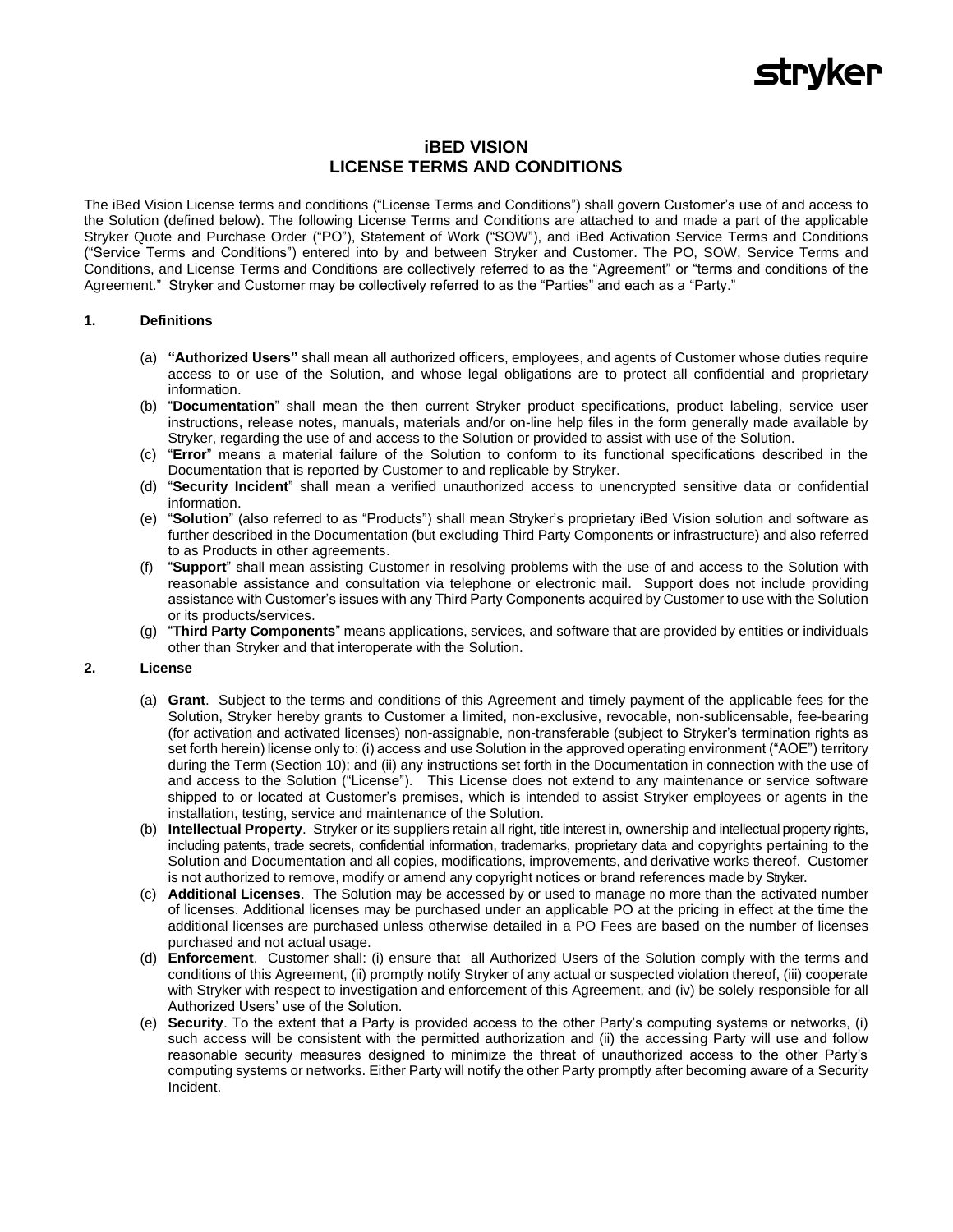stryker

# iBED VISION
# LICENSE TERMS AND CONDITIONS

The iBed Vision License terms and conditions ("License Terms and Conditions") shall govern Customer's use of and access to the Solution (defined below). The following License Terms and Conditions are attached to and made a part of the applicable Stryker Quote and Purchase Order ("PO"), Statement of Work ("SOW"), and iBed Activation Service Terms and Conditions ("Service Terms and Conditions") entered into by and between Stryker and Customer. The PO, SOW, Service Terms and Conditions, and License Terms and Conditions are collectively referred to as the "Agreement" or "terms and conditions of the Agreement." Stryker and Customer may be collectively referred to as the "Parties" and each as a "Party."

## 1. Definitions

(a) **"Authorized Users"** shall mean all authorized officers, employees, and agents of Customer whose duties require access to or use of the Solution, and whose legal obligations are to protect all confidential and proprietary information.

(b) "**Documentation**" shall mean the then current Stryker product specifications, product labeling, service user instructions, release notes, manuals, materials and/or on-line help files in the form generally made available by Stryker, regarding the use of and access to the Solution or provided to assist with use of the Solution.

(c) "**Error**" means a material failure of the Solution to conform to its functional specifications described in the Documentation that is reported by Customer to and replicable by Stryker.

(d) "**Security Incident**" shall mean a verified unauthorized access to unencrypted sensitive data or confidential information.

(e) "**Solution**" (also referred to as "Products") shall mean Stryker's proprietary iBed Vision solution and software as further described in the Documentation (but excluding Third Party Components or infrastructure) and also referred to as Products in other agreements.

(f) "**Support**" shall mean assisting Customer in resolving problems with the use of and access to the Solution with reasonable assistance and consultation via telephone or electronic mail. Support does not include providing assistance with Customer's issues with any Third Party Components acquired by Customer to use with the Solution or its products/services.

(g) "**Third Party Components**" means applications, services, and software that are provided by entities or individuals other than Stryker and that interoperate with the Solution.

## 2. License

(a) **Grant**. Subject to the terms and conditions of this Agreement and timely payment of the applicable fees for the Solution, Stryker hereby grants to Customer a limited, non-exclusive, revocable, non-sublicensable, fee-bearing (for activation and activated licenses) non-assignable, non-transferable (subject to Stryker's termination rights as set forth herein) license only to: (i) access and use Solution in the approved operating environment ("AOE") territory during the Term (Section 10); and (ii) any instructions set forth in the Documentation in connection with the use of and access to the Solution ("License"). This License does not extend to any maintenance or service software shipped to or located at Customer's premises, which is intended to assist Stryker employees or agents in the installation, testing, service and maintenance of the Solution.

(b) **Intellectual Property**. Stryker or its suppliers retain all right, title interest in, ownership and intellectual property rights, including patents, trade secrets, confidential information, trademarks, proprietary data and copyrights pertaining to the Solution and Documentation and all copies, modifications, improvements, and derivative works thereof. Customer is not authorized to remove, modify or amend any copyright notices or brand references made by Stryker.

(c) **Additional Licenses**. The Solution may be accessed by or used to manage no more than the activated number of licenses. Additional licenses may be purchased under an applicable PO at the pricing in effect at the time the additional licenses are purchased unless otherwise detailed in a PO Fees are based on the number of licenses purchased and not actual usage.

(d) **Enforcement**. Customer shall: (i) ensure that all Authorized Users of the Solution comply with the terms and conditions of this Agreement, (ii) promptly notify Stryker of any actual or suspected violation thereof, (iii) cooperate with Stryker with respect to investigation and enforcement of this Agreement, and (iv) be solely responsible for all Authorized Users' use of the Solution.

(e) **Security**. To the extent that a Party is provided access to the other Party's computing systems or networks, (i) such access will be consistent with the permitted authorization and (ii) the accessing Party will use and follow reasonable security measures designed to minimize the threat of unauthorized access to the other Party's computing systems or networks. Either Party will notify the other Party promptly after becoming aware of a Security Incident.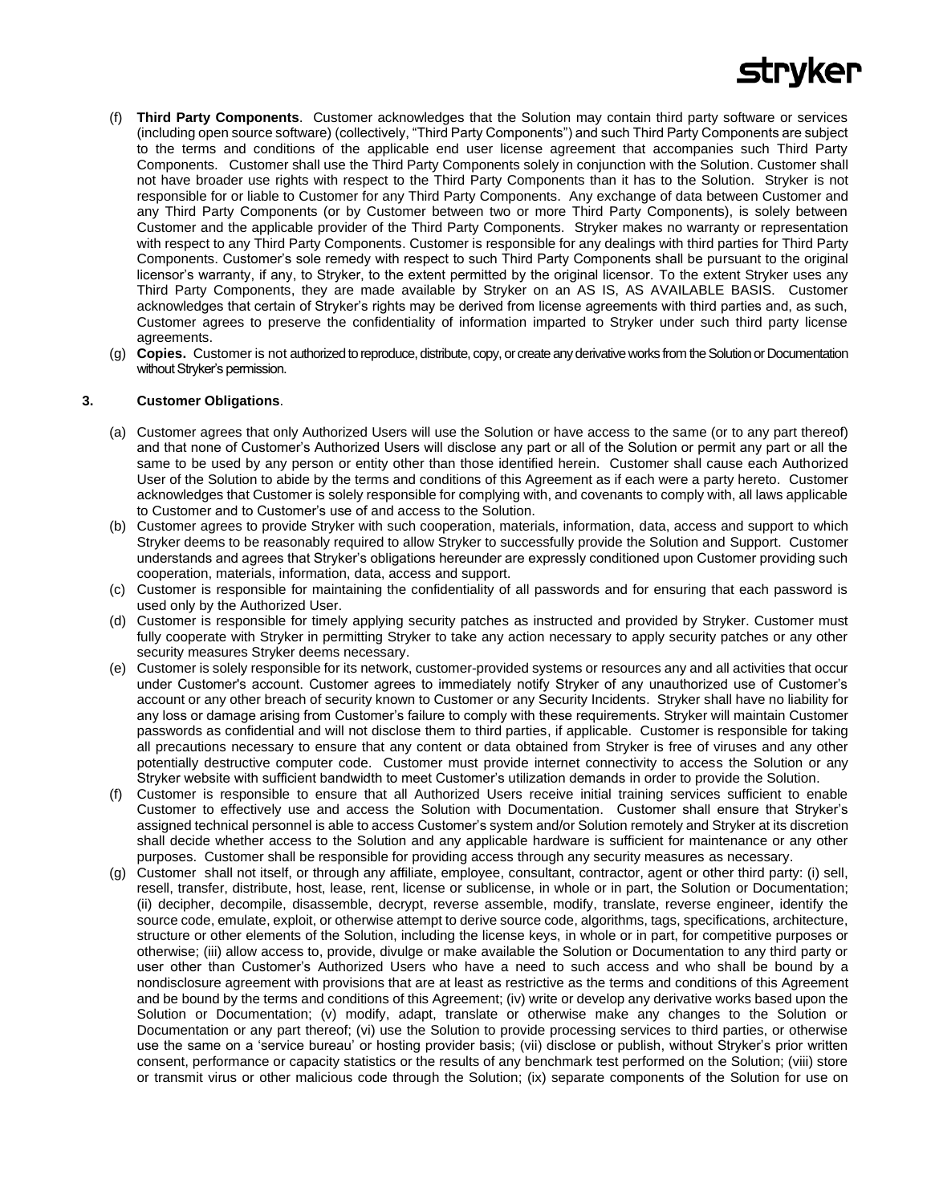(f) **Third Party Components**. Customer acknowledges that the Solution may contain third party software or services (including open source software) (collectively, "Third Party Components") and such Third Party Components are subject to the terms and conditions of the applicable end user license agreement that accompanies such Third Party Components. Customer shall use the Third Party Components solely in conjunction with the Solution. Customer shall not have broader use rights with respect to the Third Party Components than it has to the Solution. Stryker is not responsible for or liable to Customer for any Third Party Components. Any exchange of data between Customer and any Third Party Components (or by Customer between two or more Third Party Components), is solely between Customer and the applicable provider of the Third Party Components. Stryker makes no warranty or representation with respect to any Third Party Components. Customer is responsible for any dealings with third parties for Third Party Components. Customer's sole remedy with respect to such Third Party Components shall be pursuant to the original licensor's warranty, if any, to Stryker, to the extent permitted by the original licensor. To the extent Stryker uses any Third Party Components, they are made available by Stryker on an AS IS, AS AVAILABLE BASIS. Customer acknowledges that certain of Stryker's rights may be derived from license agreements with third parties and, as such, Customer agrees to preserve the confidentiality of information imparted to Stryker under such third party license agreements.

(g) **Copies.** Customer is not authorized to reproduce, distribute, copy, or create any derivative works from the Solution or Documentation without Stryker's permission.

**3. Customer Obligations**.

(a) Customer agrees that only Authorized Users will use the Solution or have access to the same (or to any part thereof) and that none of Customer's Authorized Users will disclose any part or all of the Solution or permit any part or all the same to be used by any person or entity other than those identified herein. Customer shall cause each Authorized User of the Solution to abide by the terms and conditions of this Agreement as if each were a party hereto. Customer acknowledges that Customer is solely responsible for complying with, and covenants to comply with, all laws applicable to Customer and to Customer's use of and access to the Solution.

(b) Customer agrees to provide Stryker with such cooperation, materials, information, data, access and support to which Stryker deems to be reasonably required to allow Stryker to successfully provide the Solution and Support. Customer understands and agrees that Stryker's obligations hereunder are expressly conditioned upon Customer providing such cooperation, materials, information, data, access and support.

(c) Customer is responsible for maintaining the confidentiality of all passwords and for ensuring that each password is used only by the Authorized User.

(d) Customer is responsible for timely applying security patches as instructed and provided by Stryker. Customer must fully cooperate with Stryker in permitting Stryker to take any action necessary to apply security patches or any other security measures Stryker deems necessary.

(e) Customer is solely responsible for its network, customer-provided systems or resources any and all activities that occur under Customer's account. Customer agrees to immediately notify Stryker of any unauthorized use of Customer's account or any other breach of security known to Customer or any Security Incidents. Stryker shall have no liability for any loss or damage arising from Customer's failure to comply with these requirements. Stryker will maintain Customer passwords as confidential and will not disclose them to third parties, if applicable. Customer is responsible for taking all precautions necessary to ensure that any content or data obtained from Stryker is free of viruses and any other potentially destructive computer code. Customer must provide internet connectivity to access the Solution or any Stryker website with sufficient bandwidth to meet Customer's utilization demands in order to provide the Solution.

(f) Customer is responsible to ensure that all Authorized Users receive initial training services sufficient to enable Customer to effectively use and access the Solution with Documentation. Customer shall ensure that Stryker's assigned technical personnel is able to access Customer's system and/or Solution remotely and Stryker at its discretion shall decide whether access to the Solution and any applicable hardware is sufficient for maintenance or any other purposes. Customer shall be responsible for providing access through any security measures as necessary.

(g) Customer shall not itself, or through any affiliate, employee, consultant, contractor, agent or other third party: (i) sell, resell, transfer, distribute, host, lease, rent, license or sublicense, in whole or in part, the Solution or Documentation; (ii) decipher, decompile, disassemble, decrypt, reverse assemble, modify, translate, reverse engineer, identify the source code, emulate, exploit, or otherwise attempt to derive source code, algorithms, tags, specifications, architecture, structure or other elements of the Solution, including the license keys, in whole or in part, for competitive purposes or otherwise; (iii) allow access to, provide, divulge or make available the Solution or Documentation to any third party or user other than Customer's Authorized Users who have a need to such access and who shall be bound by a nondisclosure agreement with provisions that are at least as restrictive as the terms and conditions of this Agreement and be bound by the terms and conditions of this Agreement; (iv) write or develop any derivative works based upon the Solution or Documentation; (v) modify, adapt, translate or otherwise make any changes to the Solution or Documentation or any part thereof; (vi) use the Solution to provide processing services to third parties, or otherwise use the same on a 'service bureau' or hosting provider basis; (vii) disclose or publish, without Stryker's prior written consent, performance or capacity statistics or the results of any benchmark test performed on the Solution; (viii) store or transmit virus or other malicious code through the Solution; (ix) separate components of the Solution for use on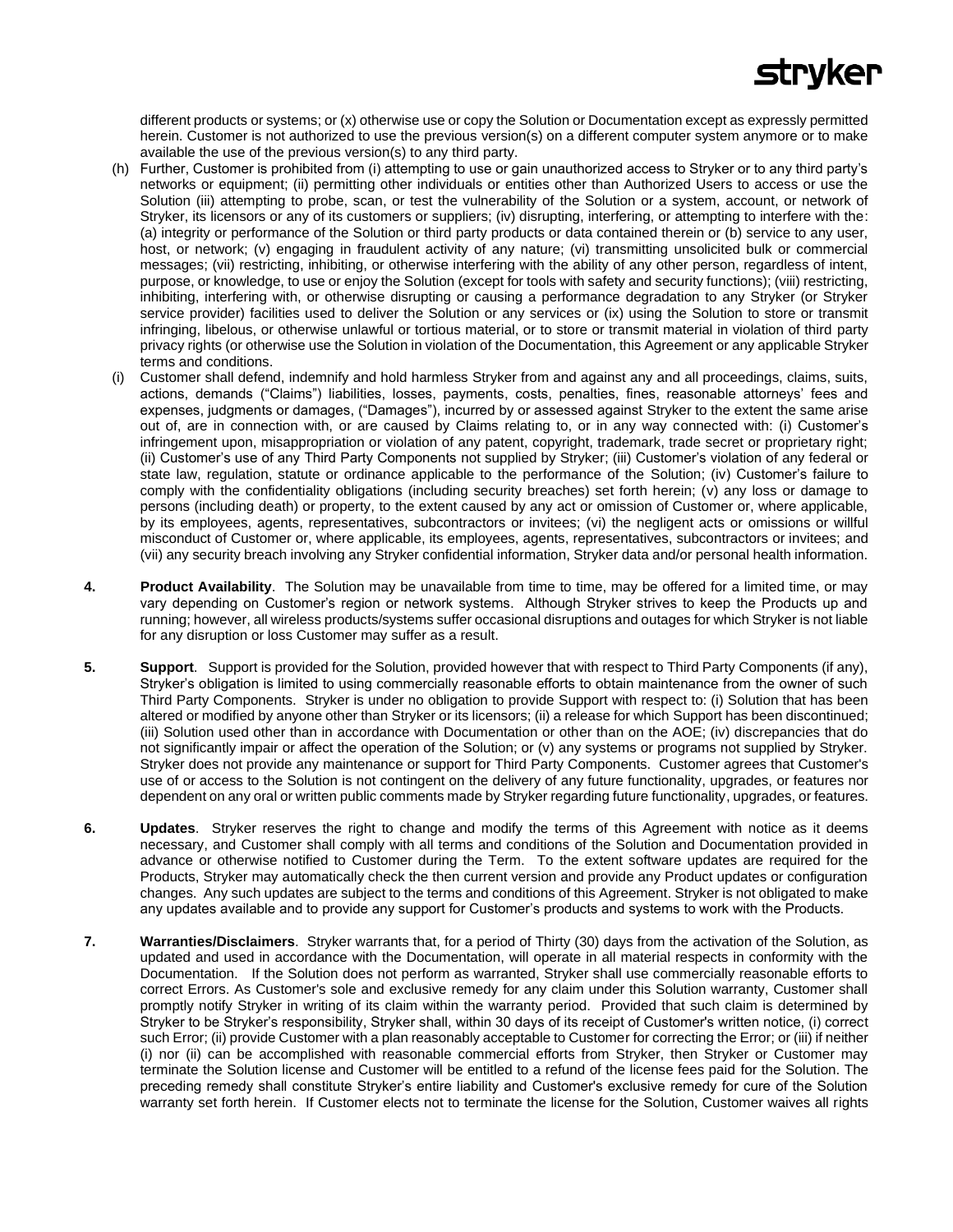different products or systems; or (x) otherwise use or copy the Solution or Documentation except as expressly permitted herein. Customer is not authorized to use the previous version(s) on a different computer system anymore or to make available the use of the previous version(s) to any third party.

(h) Further, Customer is prohibited from (i) attempting to use or gain unauthorized access to Stryker or to any third party's networks or equipment; (ii) permitting other individuals or entities other than Authorized Users to access or use the Solution (iii) attempting to probe, scan, or test the vulnerability of the Solution or a system, account, or network of Stryker, its licensors or any of its customers or suppliers; (iv) disrupting, interfering, or attempting to interfere with the: (a) integrity or performance of the Solution or third party products or data contained therein or (b) service to any user, host, or network; (v) engaging in fraudulent activity of any nature; (vi) transmitting unsolicited bulk or commercial messages; (vii) restricting, inhibiting, or otherwise interfering with the ability of any other person, regardless of intent, purpose, or knowledge, to use or enjoy the Solution (except for tools with safety and security functions); (viii) restricting, inhibiting, interfering with, or otherwise disrupting or causing a performance degradation to any Stryker (or Stryker service provider) facilities used to deliver the Solution or any services or (ix) using the Solution to store or transmit infringing, libelous, or otherwise unlawful or tortious material, or to store or transmit material in violation of third party privacy rights (or otherwise use the Solution in violation of the Documentation, this Agreement or any applicable Stryker terms and conditions.

(i) Customer shall defend, indemnify and hold harmless Stryker from and against any and all proceedings, claims, suits, actions, demands ("Claims") liabilities, losses, payments, costs, penalties, fines, reasonable attorneys' fees and expenses, judgments or damages, ("Damages"), incurred by or assessed against Stryker to the extent the same arise out of, are in connection with, or are caused by Claims relating to, or in any way connected with: (i) Customer's infringement upon, misappropriation or violation of any patent, copyright, trademark, trade secret or proprietary right; (ii) Customer's use of any Third Party Components not supplied by Stryker; (iii) Customer's violation of any federal or state law, regulation, statute or ordinance applicable to the performance of the Solution; (iv) Customer's failure to comply with the confidentiality obligations (including security breaches) set forth herein; (v) any loss or damage to persons (including death) or property, to the extent caused by any act or omission of Customer or, where applicable, by its employees, agents, representatives, subcontractors or invitees; (vi) the negligent acts or omissions or willful misconduct of Customer or, where applicable, its employees, agents, representatives, subcontractors or invitees; and (vii) any security breach involving any Stryker confidential information, Stryker data and/or personal health information.

**4. Product Availability**. The Solution may be unavailable from time to time, may be offered for a limited time, or may vary depending on Customer's region or network systems. Although Stryker strives to keep the Products up and running; however, all wireless products/systems suffer occasional disruptions and outages for which Stryker is not liable for any disruption or loss Customer may suffer as a result.

**5. Support**. Support is provided for the Solution, provided however that with respect to Third Party Components (if any), Stryker's obligation is limited to using commercially reasonable efforts to obtain maintenance from the owner of such Third Party Components. Stryker is under no obligation to provide Support with respect to: (i) Solution that has been altered or modified by anyone other than Stryker or its licensors; (ii) a release for which Support has been discontinued; (iii) Solution used other than in accordance with Documentation or other than on the AOE; (iv) discrepancies that do not significantly impair or affect the operation of the Solution; or (v) any systems or programs not supplied by Stryker. Stryker does not provide any maintenance or support for Third Party Components. Customer agrees that Customer's use of or access to the Solution is not contingent on the delivery of any future functionality, upgrades, or features nor dependent on any oral or written public comments made by Stryker regarding future functionality, upgrades, or features.

**6. Updates**. Stryker reserves the right to change and modify the terms of this Agreement with notice as it deems necessary, and Customer shall comply with all terms and conditions of the Solution and Documentation provided in advance or otherwise notified to Customer during the Term. To the extent software updates are required for the Products, Stryker may automatically check the then current version and provide any Product updates or configuration changes. Any such updates are subject to the terms and conditions of this Agreement. Stryker is not obligated to make any updates available and to provide any support for Customer's products and systems to work with the Products.

**7. Warranties/Disclaimers**. Stryker warrants that, for a period of Thirty (30) days from the activation of the Solution, as updated and used in accordance with the Documentation, will operate in all material respects in conformity with the Documentation. If the Solution does not perform as warranted, Stryker shall use commercially reasonable efforts to correct Errors. As Customer's sole and exclusive remedy for any claim under this Solution warranty, Customer shall promptly notify Stryker in writing of its claim within the warranty period. Provided that such claim is determined by Stryker to be Stryker's responsibility, Stryker shall, within 30 days of its receipt of Customer's written notice, (i) correct such Error; (ii) provide Customer with a plan reasonably acceptable to Customer for correcting the Error; or (iii) if neither (i) nor (ii) can be accomplished with reasonable commercial efforts from Stryker, then Stryker or Customer may terminate the Solution license and Customer will be entitled to a refund of the license fees paid for the Solution. The preceding remedy shall constitute Stryker's entire liability and Customer's exclusive remedy for cure of the Solution warranty set forth herein. If Customer elects not to terminate the license for the Solution, Customer waives all rights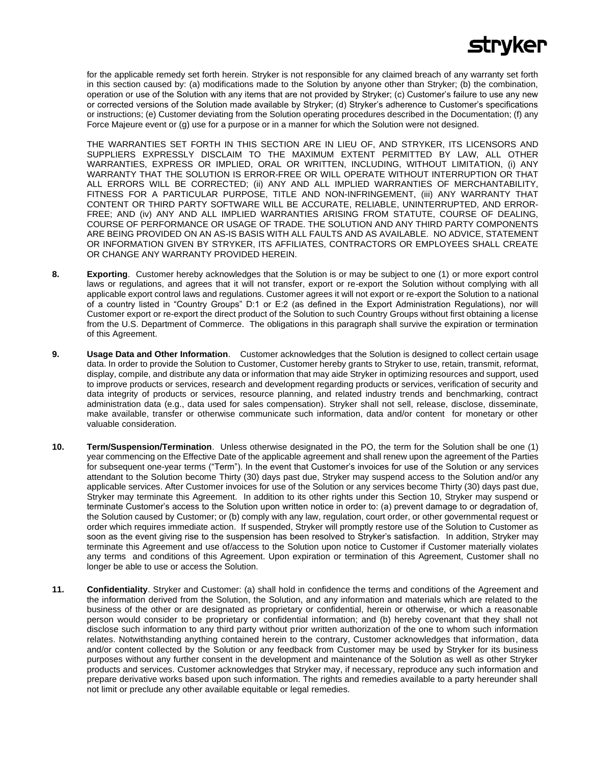for the applicable remedy set forth herein. Stryker is not responsible for any claimed breach of any warranty set forth in this section caused by: (a) modifications made to the Solution by anyone other than Stryker; (b) the combination, operation or use of the Solution with any items that are not provided by Stryker; (c) Customer's failure to use any new or corrected versions of the Solution made available by Stryker; (d) Stryker's adherence to Customer's specifications or instructions; (e) Customer deviating from the Solution operating procedures described in the Documentation; (f) any Force Majeure event or (g) use for a purpose or in a manner for which the Solution were not designed.

THE WARRANTIES SET FORTH IN THIS SECTION ARE IN LIEU OF, AND STRYKER, ITS LICENSORS AND SUPPLIERS EXPRESSLY DISCLAIM TO THE MAXIMUM EXTENT PERMITTED BY LAW, ALL OTHER WARRANTIES, EXPRESS OR IMPLIED, ORAL OR WRITTEN, INCLUDING, WITHOUT LIMITATION, (i) ANY WARRANTY THAT THE SOLUTION IS ERROR-FREE OR WILL OPERATE WITHOUT INTERRUPTION OR THAT ALL ERRORS WILL BE CORRECTED; (ii) ANY AND ALL IMPLIED WARRANTIES OF MERCHANTABILITY, FITNESS FOR A PARTICULAR PURPOSE, TITLE AND NON-INFRINGEMENT, (iii) ANY WARRANTY THAT CONTENT OR THIRD PARTY SOFTWARE WILL BE ACCURATE, RELIABLE, UNINTERRUPTED, AND ERROR-FREE; AND (iv) ANY AND ALL IMPLIED WARRANTIES ARISING FROM STATUTE, COURSE OF DEALING, COURSE OF PERFORMANCE OR USAGE OF TRADE. THE SOLUTION AND ANY THIRD PARTY COMPONENTS ARE BEING PROVIDED ON AN AS-IS BASIS WITH ALL FAULTS AND AS AVAILABLE. NO ADVICE, STATEMENT OR INFORMATION GIVEN BY STRYKER, ITS AFFILIATES, CONTRACTORS OR EMPLOYEES SHALL CREATE OR CHANGE ANY WARRANTY PROVIDED HEREIN.

**8. Exporting**. Customer hereby acknowledges that the Solution is or may be subject to one (1) or more export control laws or regulations, and agrees that it will not transfer, export or re-export the Solution without complying with all applicable export control laws and regulations. Customer agrees it will not export or re-export the Solution to a national of a country listed in "Country Groups" D:1 or E:2 (as defined in the Export Administration Regulations), nor will Customer export or re-export the direct product of the Solution to such Country Groups without first obtaining a license from the U.S. Department of Commerce. The obligations in this paragraph shall survive the expiration or termination of this Agreement.

**9. Usage Data and Other Information**. Customer acknowledges that the Solution is designed to collect certain usage data. In order to provide the Solution to Customer, Customer hereby grants to Stryker to use, retain, transmit, reformat, display, compile, and distribute any data or information that may aide Stryker in optimizing resources and support, used to improve products or services, research and development regarding products or services, verification of security and data integrity of products or services, resource planning, and related industry trends and benchmarking, contract administration data (e.g., data used for sales compensation). Stryker shall not sell, release, disclose, disseminate, make available, transfer or otherwise communicate such information, data and/or content for monetary or other valuable consideration.

**10. Term/Suspension/Termination**. Unless otherwise designated in the PO, the term for the Solution shall be one (1) year commencing on the Effective Date of the applicable agreement and shall renew upon the agreement of the Parties for subsequent one-year terms ("Term"). In the event that Customer's invoices for use of the Solution or any services attendant to the Solution become Thirty (30) days past due, Stryker may suspend access to the Solution and/or any applicable services. After Customer invoices for use of the Solution or any services become Thirty (30) days past due, Stryker may terminate this Agreement. In addition to its other rights under this Section 10, Stryker may suspend or terminate Customer's access to the Solution upon written notice in order to: (a) prevent damage to or degradation of, the Solution caused by Customer; or (b) comply with any law, regulation, court order, or other governmental request or order which requires immediate action. If suspended, Stryker will promptly restore use of the Solution to Customer as soon as the event giving rise to the suspension has been resolved to Stryker's satisfaction. In addition, Stryker may terminate this Agreement and use of/access to the Solution upon notice to Customer if Customer materially violates any terms and conditions of this Agreement. Upon expiration or termination of this Agreement, Customer shall no longer be able to use or access the Solution.

**11. Confidentiality**. Stryker and Customer: (a) shall hold in confidence the terms and conditions of the Agreement and the information derived from the Solution, the Solution, and any information and materials which are related to the business of the other or are designated as proprietary or confidential, herein or otherwise, or which a reasonable person would consider to be proprietary or confidential information; and (b) hereby covenant that they shall not disclose such information to any third party without prior written authorization of the one to whom such information relates. Notwithstanding anything contained herein to the contrary, Customer acknowledges that information, data and/or content collected by the Solution or any feedback from Customer may be used by Stryker for its business purposes without any further consent in the development and maintenance of the Solution as well as other Stryker products and services. Customer acknowledges that Stryker may, if necessary, reproduce any such information and prepare derivative works based upon such information. The rights and remedies available to a party hereunder shall not limit or preclude any other available equitable or legal remedies.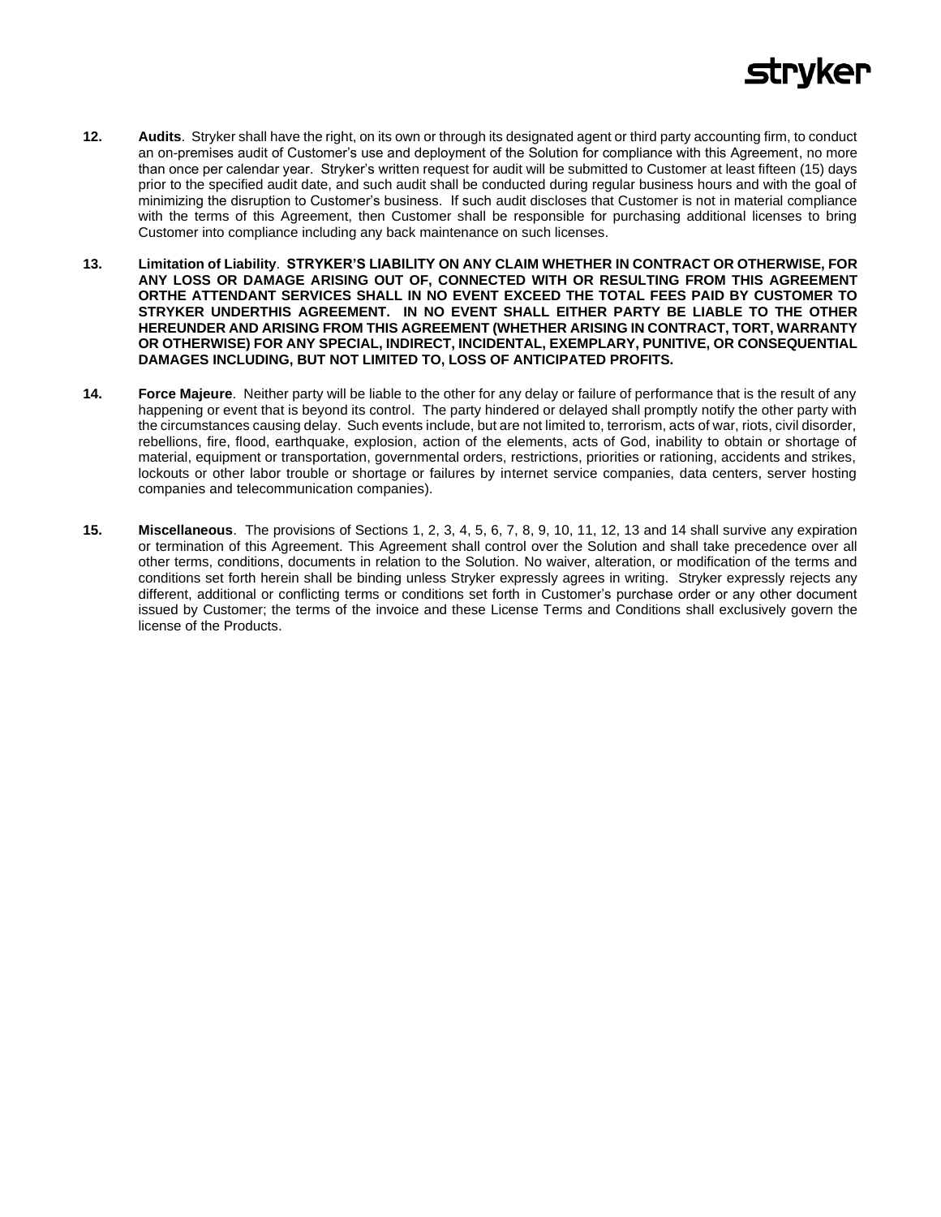**12. Audits**. Stryker shall have the right, on its own or through its designated agent or third party accounting firm, to conduct an on-premises audit of Customer's use and deployment of the Solution for compliance with this Agreement, no more than once per calendar year. Stryker's written request for audit will be submitted to Customer at least fifteen (15) days prior to the specified audit date, and such audit shall be conducted during regular business hours and with the goal of minimizing the disruption to Customer's business. If such audit discloses that Customer is not in material compliance with the terms of this Agreement, then Customer shall be responsible for purchasing additional licenses to bring Customer into compliance including any back maintenance on such licenses.

**13. Limitation of Liability**. **STRYKER'S LIABILITY ON ANY CLAIM WHETHER IN CONTRACT OR OTHERWISE, FOR ANY LOSS OR DAMAGE ARISING OUT OF, CONNECTED WITH OR RESULTING FROM THIS AGREEMENT ORTHE ATTENDANT SERVICES SHALL IN NO EVENT EXCEED THE TOTAL FEES PAID BY CUSTOMER TO STRYKER UNDERTHIS AGREEMENT. IN NO EVENT SHALL EITHER PARTY BE LIABLE TO THE OTHER HEREUNDER AND ARISING FROM THIS AGREEMENT (WHETHER ARISING IN CONTRACT, TORT, WARRANTY OR OTHERWISE) FOR ANY SPECIAL, INDIRECT, INCIDENTAL, EXEMPLARY, PUNITIVE, OR CONSEQUENTIAL DAMAGES INCLUDING, BUT NOT LIMITED TO, LOSS OF ANTICIPATED PROFITS.**

**14. Force Majeure**. Neither party will be liable to the other for any delay or failure of performance that is the result of any happening or event that is beyond its control. The party hindered or delayed shall promptly notify the other party with the circumstances causing delay. Such events include, but are not limited to, terrorism, acts of war, riots, civil disorder, rebellions, fire, flood, earthquake, explosion, action of the elements, acts of God, inability to obtain or shortage of material, equipment or transportation, governmental orders, restrictions, priorities or rationing, accidents and strikes, lockouts or other labor trouble or shortage or failures by internet service companies, data centers, server hosting companies and telecommunication companies).

**15. Miscellaneous**. The provisions of Sections 1, 2, 3, 4, 5, 6, 7, 8, 9, 10, 11, 12, 13 and 14 shall survive any expiration or termination of this Agreement. This Agreement shall control over the Solution and shall take precedence over all other terms, conditions, documents in relation to the Solution. No waiver, alteration, or modification of the terms and conditions set forth herein shall be binding unless Stryker expressly agrees in writing. Stryker expressly rejects any different, additional or conflicting terms or conditions set forth in Customer's purchase order or any other document issued by Customer; the terms of the invoice and these License Terms and Conditions shall exclusively govern the license of the Products.